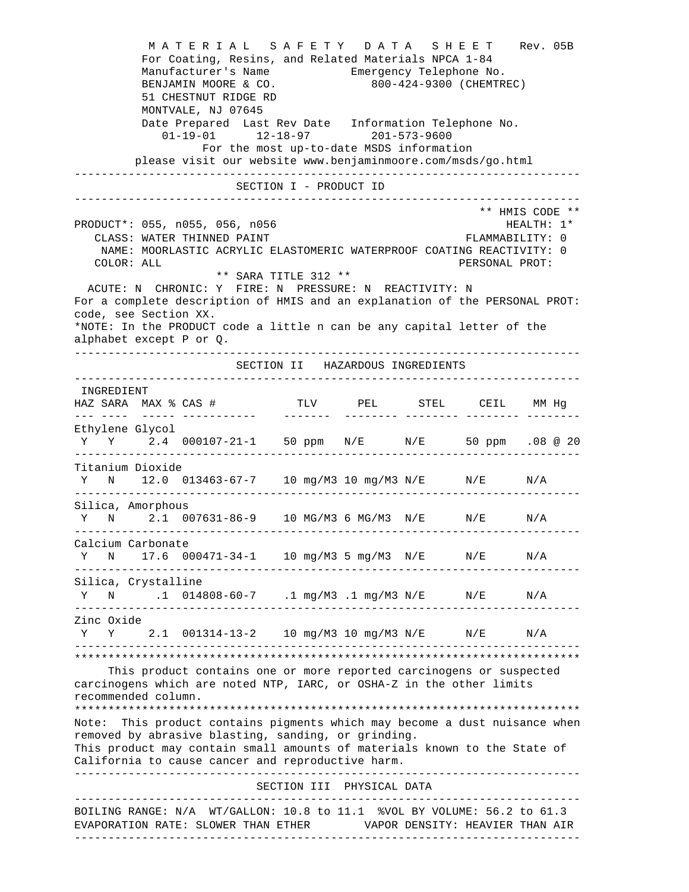# MATERIAL SAFETY DATA SHEET Rev. 05B

For Coating, Resins, and Related Materials NPCA 1-84

| Manufacturer's Name | Emergency Telephone No. |
|---|---|
| BENJAMIN MOORE & CO. | 800-424-9300 (CHEMTREC) |
| 51 CHESTNUT RIDGE RD | |
| MONTVALE, NJ 07645 | |

| Date Prepared | Last Rev Date | Information Telephone No. |
|---|---|---|
| 01-19-01 | 12-18-97 | 201-573-9600 |

For the most up-to-date MSDS information please visit our website www.benjaminmoore.com/msds/go.html

---

## SECTION I - PRODUCT ID

---

PRODUCT*: 055, n055, 056, n056

CLASS: WATER THINNED PAINT

NAME: MOORLASTIC ACRYLIC ELASTOMERIC WATERPROOF COATING

COLOR: ALL

** HMIS CODE **

HEALTH: 1*

FLAMMABILITY: 0

REACTIVITY: 0

PERSONAL PROT:

** SARA TITLE 312 **

ACUTE: N CHRONIC: Y FIRE: N PRESSURE: N REACTIVITY: N

For a complete description of HMIS and an explanation of the PERSONAL PROT: code, see Section XX.

*NOTE: In the PRODUCT code a little n can be any capital letter of the alphabet except P or Q.

---

## SECTION II HAZARDOUS INGREDIENTS

---

| INGREDIENT | HAZ | SARA | MAX % | CAS # | TLV | PEL | STEL | CEIL | MM Hg |
|---|---|---|---|---|---|---|---|---|---|
| Ethylene Glycol | Y | Y | 2.4 | 000107-21-1 | 50 ppm | N/E | N/E | 50 ppm | .08 @ 20 |
| Titanium Dioxide | Y | N | 12.0 | 013463-67-7 | 10 mg/M3 | 10 mg/M3 | N/E | N/E | N/A |
| Silica, Amorphous | Y | N | 2.1 | 007631-86-9 | 10 MG/M3 | 6 MG/M3 | N/E | N/E | N/A |
| Calcium Carbonate | Y | N | 17.6 | 000471-34-1 | 10 mg/M3 | 5 mg/M3 | N/E | N/E | N/A |
| Silica, Crystalline | Y | N | .1 | 014808-60-7 | .1 mg/M3 | .1 mg/M3 | N/E | N/E | N/A |
| Zinc Oxide | Y | Y | 2.1 | 001314-13-2 | 10 mg/M3 | 10 mg/M3 | N/E | N/E | N/A |

---

This product contains one or more reported carcinogens or suspected carcinogens which are noted NTP, IARC, or OSHA-Z in the other limits recommended column.

---

Note: This product contains pigments which may become a dust nuisance when removed by abrasive blasting, sanding, or grinding.

This product may contain small amounts of materials known to the State of California to cause cancer and reproductive harm.

---

## SECTION III PHYSICAL DATA

---

BOILING RANGE: N/A WT/GALLON: 10.8 to 11.1 %VOL BY VOLUME: 56.2 to 61.3

EVAPORATION RATE: SLOWER THAN ETHER VAPOR DENSITY: HEAVIER THAN AIR

---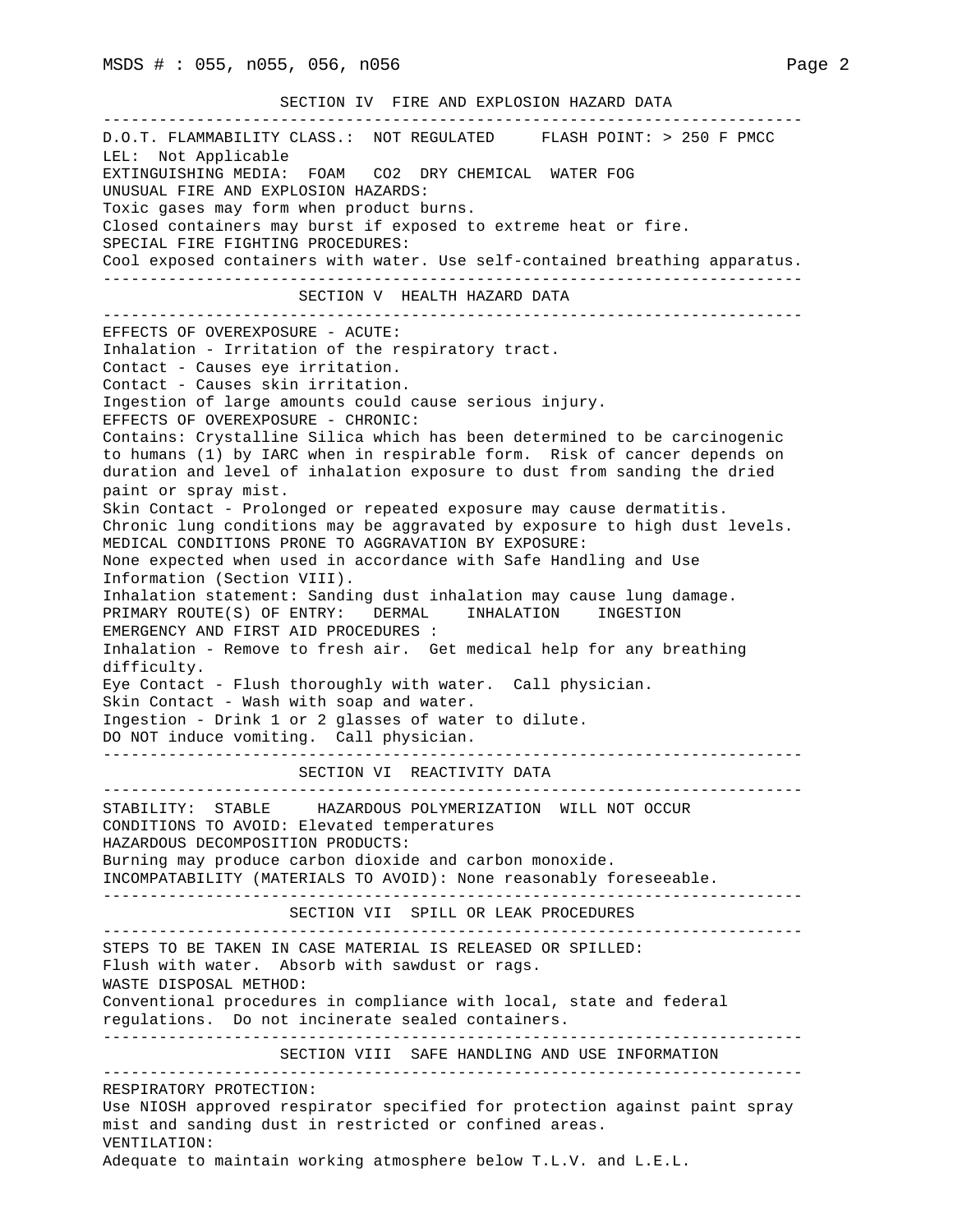## SECTION IV FIRE AND EXPLOSION HAZARD DATA

D.O.T. FLAMMABILITY CLASS.: NOT REGULATED FLASH POINT: > 250 F PMCC
LEL: Not Applicable
EXTINGUISHING MEDIA: FOAM CO2 DRY CHEMICAL WATER FOG
UNUSUAL FIRE AND EXPLOSION HAZARDS:
Toxic gases may form when product burns.
Closed containers may burst if exposed to extreme heat or fire.
SPECIAL FIRE FIGHTING PROCEDURES:
Cool exposed containers with water. Use self-contained breathing apparatus.

## SECTION V HEALTH HAZARD DATA

EFFECTS OF OVEREXPOSURE - ACUTE:
Inhalation - Irritation of the respiratory tract.
Contact - Causes eye irritation.
Contact - Causes skin irritation.
Ingestion of large amounts could cause serious injury.
EFFECTS OF OVEREXPOSURE - CHRONIC:
Contains: Crystalline Silica which has been determined to be carcinogenic to humans (1) by IARC when in respirable form. Risk of cancer depends on duration and level of inhalation exposure to dust from sanding the dried paint or spray mist.
Skin Contact - Prolonged or repeated exposure may cause dermatitis.
Chronic lung conditions may be aggravated by exposure to high dust levels.
MEDICAL CONDITIONS PRONE TO AGGRAVATION BY EXPOSURE:
None expected when used in accordance with Safe Handling and Use Information (Section VIII).
Inhalation statement: Sanding dust inhalation may cause lung damage.
PRIMARY ROUTE(S) OF ENTRY: DERMAL INHALATION INGESTION
EMERGENCY AND FIRST AID PROCEDURES :
Inhalation - Remove to fresh air. Get medical help for any breathing difficulty.
Eye Contact - Flush thoroughly with water. Call physician.
Skin Contact - Wash with soap and water.
Ingestion - Drink 1 or 2 glasses of water to dilute.
DO NOT induce vomiting. Call physician.

## SECTION VI REACTIVITY DATA

STABILITY: STABLE HAZARDOUS POLYMERIZATION WILL NOT OCCUR
CONDITIONS TO AVOID: Elevated temperatures
HAZARDOUS DECOMPOSITION PRODUCTS:
Burning may produce carbon dioxide and carbon monoxide.
INCOMPATABILITY (MATERIALS TO AVOID): None reasonably foreseeable.

## SECTION VII SPILL OR LEAK PROCEDURES

STEPS TO BE TAKEN IN CASE MATERIAL IS RELEASED OR SPILLED:
Flush with water. Absorb with sawdust or rags.
WASTE DISPOSAL METHOD:
Conventional procedures in compliance with local, state and federal regulations. Do not incinerate sealed containers.

## SECTION VIII SAFE HANDLING AND USE INFORMATION

RESPIRATORY PROTECTION:
Use NIOSH approved respirator specified for protection against paint spray mist and sanding dust in restricted or confined areas.
VENTILATION:
Adequate to maintain working atmosphere below T.L.V. and L.E.L.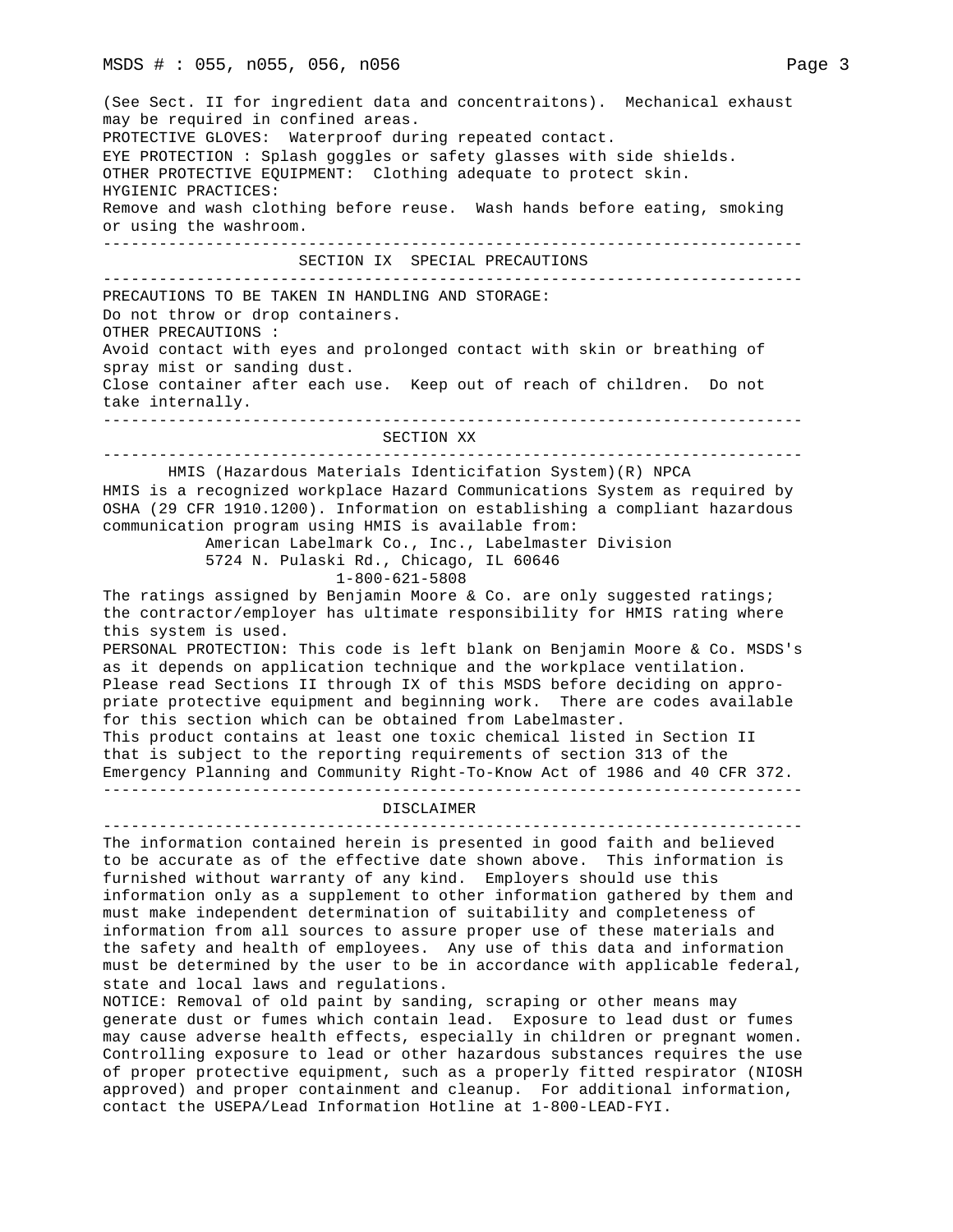(See Sect. II for ingredient data and concentraitons). Mechanical exhaust may be required in confined areas.
PROTECTIVE GLOVES: Waterproof during repeated contact.
EYE PROTECTION : Splash goggles or safety glasses with side shields.
OTHER PROTECTIVE EQUIPMENT: Clothing adequate to protect skin.
HYGIENIC PRACTICES:
Remove and wash clothing before reuse. Wash hands before eating, smoking or using the washroom.

---

## SECTION IX SPECIAL PRECAUTIONS

---

PRECAUTIONS TO BE TAKEN IN HANDLING AND STORAGE:
Do not throw or drop containers.
OTHER PRECAUTIONS :
Avoid contact with eyes and prolonged contact with skin or breathing of spray mist or sanding dust.
Close container after each use. Keep out of reach of children. Do not take internally.

---

## SECTION XX

---

HMIS (Hazardous Materials Identicifation System)(R) NPCA
HMIS is a recognized workplace Hazard Communications System as required by OSHA (29 CFR 1910.1200). Information on establishing a compliant hazardous communication program using HMIS is available from:

American Labelmark Co., Inc., Labelmaster Division
5724 N. Pulaski Rd., Chicago, IL 60646
1-800-621-5808

The ratings assigned by Benjamin Moore & Co. are only suggested ratings; the contractor/employer has ultimate responsibility for HMIS rating where this system is used.
PERSONAL PROTECTION: This code is left blank on Benjamin Moore & Co. MSDS's as it depends on application technique and the workplace ventilation. Please read Sections II through IX of this MSDS before deciding on appropriate protective equipment and beginning work. There are codes available for this section which can be obtained from Labelmaster.
This product contains at least one toxic chemical listed in Section II that is subject to the reporting requirements of section 313 of the Emergency Planning and Community Right-To-Know Act of 1986 and 40 CFR 372.

---

## DISCLAIMER

---

The information contained herein is presented in good faith and believed to be accurate as of the effective date shown above. This information is furnished without warranty of any kind. Employers should use this information only as a supplement to other information gathered by them and must make independent determination of suitability and completeness of information from all sources to assure proper use of these materials and the safety and health of employees. Any use of this data and information must be determined by the user to be in accordance with applicable federal, state and local laws and regulations.
NOTICE: Removal of old paint by sanding, scraping or other means may generate dust or fumes which contain lead. Exposure to lead dust or fumes may cause adverse health effects, especially in children or pregnant women. Controlling exposure to lead or other hazardous substances requires the use of proper protective equipment, such as a properly fitted respirator (NIOSH approved) and proper containment and cleanup. For additional information, contact the USEPA/Lead Information Hotline at 1-800-LEAD-FYI.